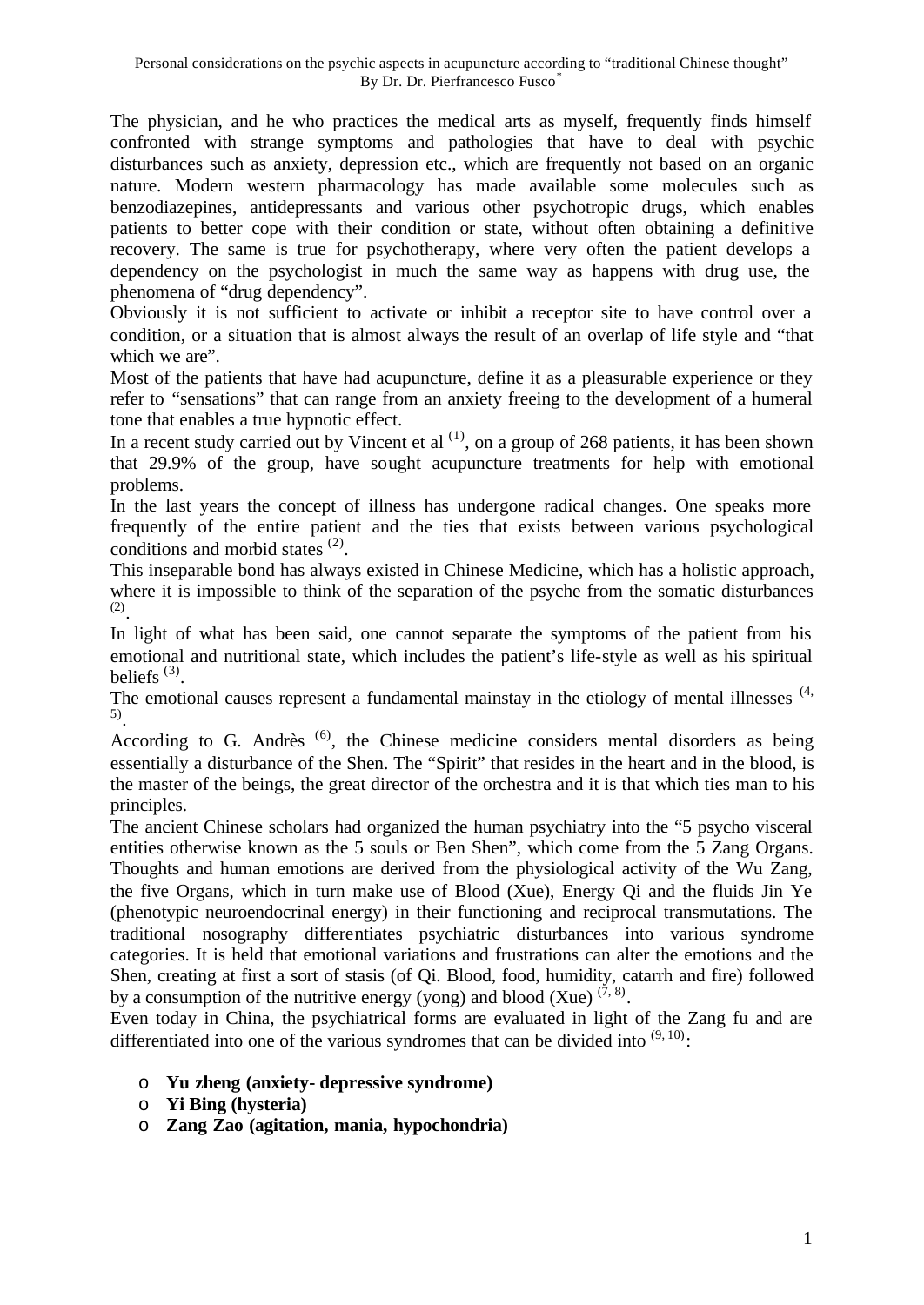Personal considerations on the psychic aspects in acupuncture according to "traditional Chinese thought"
By Dr. Dr. Pierfrancesco Fusco*

The physician, and he who practices the medical arts as myself, frequently finds himself confronted with strange symptoms and pathologies that have to deal with psychic disturbances such as anxiety, depression etc., which are frequently not based on an organic nature. Modern western pharmacology has made available some molecules such as benzodiazepines, antidepressants and various other psychotropic drugs, which enables patients to better cope with their condition or state, without often obtaining a definitive recovery. The same is true for psychotherapy, where very often the patient develops a dependency on the psychologist in much the same way as happens with drug use, the phenomena of "drug dependency".

Obviously it is not sufficient to activate or inhibit a receptor site to have control over a condition, or a situation that is almost always the result of an overlap of life style and "that which we are".

Most of the patients that have had acupuncture, define it as a pleasurable experience or they refer to "sensations" that can range from an anxiety freeing to the development of a humeral tone that enables a true hypnotic effect.

In a recent study carried out by Vincent et al [1], on a group of 268 patients, it has been shown that 29.9% of the group, have sought acupuncture treatments for help with emotional problems.

In the last years the concept of illness has undergone radical changes. One speaks more frequently of the entire patient and the ties that exists between various psychological conditions and morbid states [2].

This inseparable bond has always existed in Chinese Medicine, which has a holistic approach, where it is impossible to think of the separation of the psyche from the somatic disturbances [2].

In light of what has been said, one cannot separate the symptoms of the patient from his emotional and nutritional state, which includes the patient's life-style as well as his spiritual beliefs [3].

The emotional causes represent a fundamental mainstay in the etiology of mental illnesses [4, 5].

According to G. Andrès [6], the Chinese medicine considers mental disorders as being essentially a disturbance of the Shen. The "Spirit" that resides in the heart and in the blood, is the master of the beings, the great director of the orchestra and it is that which ties man to his principles.

The ancient Chinese scholars had organized the human psychiatry into the "5 psycho visceral entities otherwise known as the 5 souls or Ben Shen", which come from the 5 Zang Organs. Thoughts and human emotions are derived from the physiological activity of the Wu Zang, the five Organs, which in turn make use of Blood (Xue), Energy Qi and the fluids Jin Ye (phenotypic neuroendocrinal energy) in their functioning and reciprocal transmutations. The traditional nosography differentiates psychiatric disturbances into various syndrome categories. It is held that emotional variations and frustrations can alter the emotions and the Shen, creating at first a sort of stasis (of Qi. Blood, food, humidity, catarrh and fire) followed by a consumption of the nutritive energy (yong) and blood (Xue) [7, 8].

Even today in China, the psychiatrical forms are evaluated in light of the Zang fu and are differentiated into one of the various syndromes that can be divided into [9, 10]:

- **Yu zheng (anxiety- depressive syndrome)**
- **Yi Bing (hysteria)**
- **Zang Zao (agitation, mania, hypochondria)**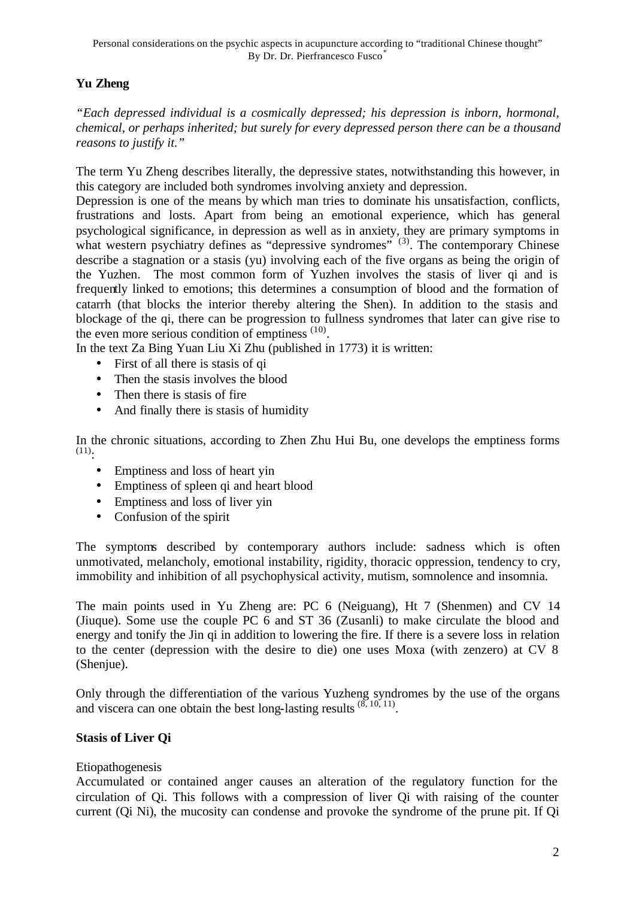**Yu Zheng**

*"Each depressed individual is a cosmically depressed; his depression is inborn, hormonal, chemical, or perhaps inherited; but surely for every depressed person there can be a thousand reasons to justify it."*

The term Yu Zheng describes literally, the depressive states, notwithstanding this however, in this category are included both syndromes involving anxiety and depression.
Depression is one of the means by which man tries to dominate his unsatisfaction, conflicts, frustrations and losts. Apart from being an emotional experience, which has general psychological significance, in depression as well as in anxiety, they are primary symptoms in what western psychiatry defines as "depressive syndromes" [3]. The contemporary Chinese describe a stagnation or a stasis (yu) involving each of the five organs as being the origin of the Yuzhen. The most common form of Yuzhen involves the stasis of liver qi and is frequently linked to emotions; this determines a consumption of blood and the formation of catarrh (that blocks the interior thereby altering the Shen). In addition to the stasis and blockage of the qi, there can be progression to fullness syndromes that later can give rise to the even more serious condition of emptiness [10].
In the text Za Bing Yuan Liu Xi Zhu (published in 1773) it is written:

- First of all there is stasis of qi
- Then the stasis involves the blood
- Then there is stasis of fire
- And finally there is stasis of humidity

In the chronic situations, according to Zhen Zhu Hui Bu, one develops the emptiness forms [11]:

- Emptiness and loss of heart yin
- Emptiness of spleen qi and heart blood
- Emptiness and loss of liver yin
- Confusion of the spirit

The symptoms described by contemporary authors include: sadness which is often unmotivated, melancholy, emotional instability, rigidity, thoracic oppression, tendency to cry, immobility and inhibition of all psychophysical activity, mutism, somnolence and insomnia.

The main points used in Yu Zheng are: PC 6 (Neiguang), Ht 7 (Shenmen) and CV 14 (Jiuque). Some use the couple PC 6 and ST 36 (Zusanli) to make circulate the blood and energy and tonify the Jin qi in addition to lowering the fire. If there is a severe loss in relation to the center (depression with the desire to die) one uses Moxa (with zenzero) at CV 8 (Shenjue).

Only through the differentiation of the various Yuzheng syndromes by the use of the organs and viscera can one obtain the best long-lasting results [8, 10, 11].

**Stasis of Liver Qi**

Etiopathogenesis
Accumulated or contained anger causes an alteration of the regulatory function for the circulation of Qi. This follows with a compression of liver Qi with raising of the counter current (Qi Ni), the mucosity can condense and provoke the syndrome of the prune pit. If Qi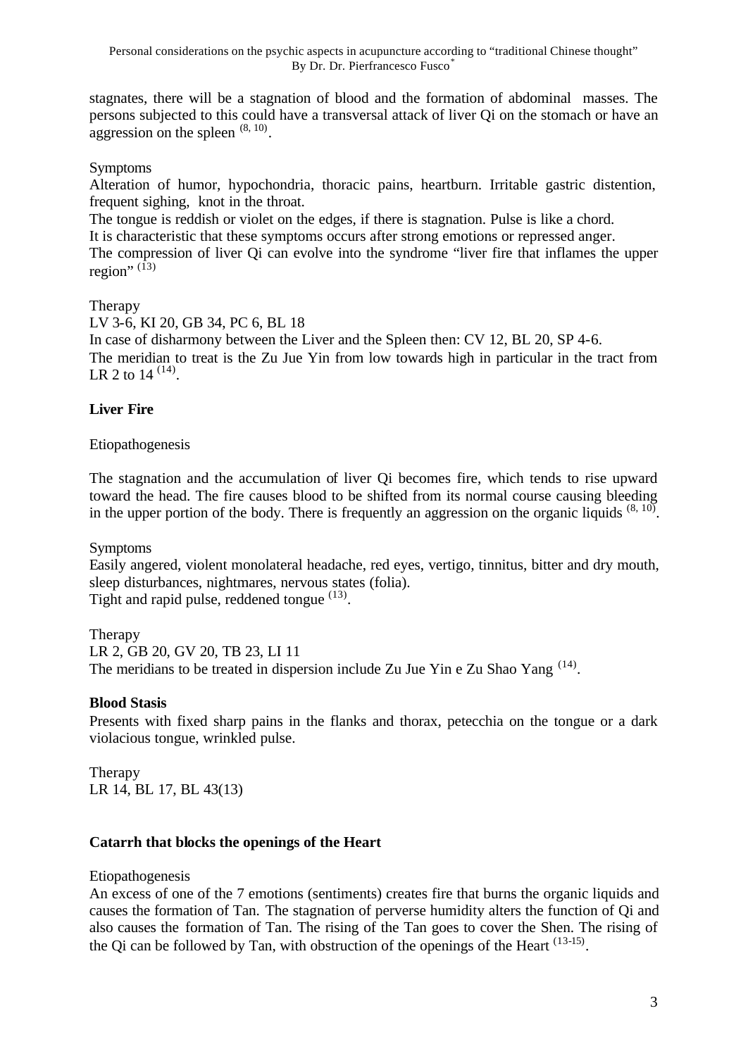stagnates, there will be a stagnation of blood and the formation of abdominal masses. The persons subjected to this could have a transversal attack of liver Qi on the stomach or have an aggression on the spleen [8, 10].

Symptoms

Alteration of humor, hypochondria, thoracic pains, heartburn. Irritable gastric distention, frequent sighing, knot in the throat.

The tongue is reddish or violet on the edges, if there is stagnation. Pulse is like a chord.

It is characteristic that these symptoms occurs after strong emotions or repressed anger.

The compression of liver Qi can evolve into the syndrome "liver fire that inflames the upper region" [13]

Therapy

LV 3-6, KI 20, GB 34, PC 6, BL 18

In case of disharmony between the Liver and the Spleen then: CV 12, BL 20, SP 4-6.

The meridian to treat is the Zu Jue Yin from low towards high in particular in the tract from LR 2 to 14 [14].

**Liver Fire**

Etiopathogenesis

The stagnation and the accumulation of liver Qi becomes fire, which tends to rise upward toward the head. The fire causes blood to be shifted from its normal course causing bleeding in the upper portion of the body. There is frequently an aggression on the organic liquids [8, 10].

Symptoms

Easily angered, violent monolateral headache, red eyes, vertigo, tinnitus, bitter and dry mouth, sleep disturbances, nightmares, nervous states (folia).

Tight and rapid pulse, reddened tongue [13].

Therapy

LR 2, GB 20, GV 20, TB 23, LI 11

The meridians to be treated in dispersion include Zu Jue Yin e Zu Shao Yang [14].

**Blood Stasis**

Presents with fixed sharp pains in the flanks and thorax, petecchia on the tongue or a dark violacious tongue, wrinkled pulse.

Therapy

LR 14, BL 17, BL 43(13)

**Catarrh that blocks the openings of the Heart**

Etiopathogenesis

An excess of one of the 7 emotions (sentiments) creates fire that burns the organic liquids and causes the formation of Tan. The stagnation of perverse humidity alters the function of Qi and also causes the formation of Tan. The rising of the Tan goes to cover the Shen. The rising of the Qi can be followed by Tan, with obstruction of the openings of the Heart [13-15].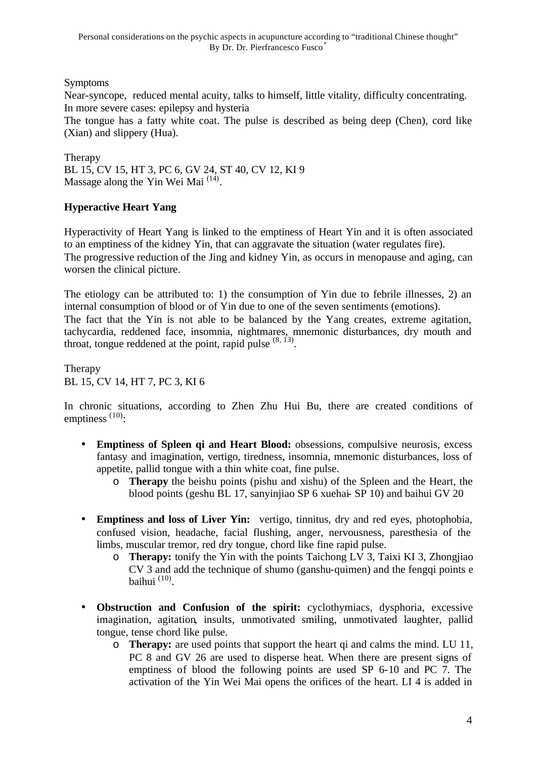Symptoms

Near-syncope, reduced mental acuity, talks to himself, little vitality, difficulty concentrating. In more severe cases: epilepsy and hysteria

The tongue has a fatty white coat. The pulse is described as being deep (Chen), cord like (Xian) and slippery (Hua).

Therapy

BL 15, CV 15, HT 3, PC 6, GV 24, ST 40, CV 12, KI 9

Massage along the Yin Wei Mai [14].

**Hyperactive Heart Yang**

Hyperactivity of Heart Yang is linked to the emptiness of Heart Yin and it is often associated to an emptiness of the kidney Yin, that can aggravate the situation (water regulates fire). The progressive reduction of the Jing and kidney Yin, as occurs in menopause and aging, can worsen the clinical picture.

The etiology can be attributed to: 1) the consumption of Yin due to febrile illnesses, 2) an internal consumption of blood or of Yin due to one of the seven sentiments (emotions). The fact that the Yin is not able to be balanced by the Yang creates, extreme agitation, tachycardia, reddened face, insomnia, nightmares, mnemonic disturbances, dry mouth and throat, tongue reddened at the point, rapid pulse [8, 13].

Therapy

BL 15, CV 14, HT 7, PC 3, KI 6

In chronic situations, according to Zhen Zhu Hui Bu, there are created conditions of emptiness [10]:

- **Emptiness of Spleen qi and Heart Blood:** obsessions, compulsive neurosis, excess fantasy and imagination, vertigo, tiredness, insomnia, mnemonic disturbances, loss of appetite, pallid tongue with a thin white coat, fine pulse.
  - **Therapy** the beishu points (pishu and xishu) of the Spleen and the Heart, the blood points (geshu BL 17, sanyinjiao SP 6 xuehai- SP 10) and baihui GV 20

- **Emptiness and loss of Liver Yin:** vertigo, tinnitus, dry and red eyes, photophobia, confused vision, headache, facial flushing, anger, nervousness, paresthesia of the limbs, muscular tremor, red dry tongue, chord like fine rapid pulse.
  - **Therapy:** tonify the Yin with the points Taichong LV 3, Taixi KI 3, Zhongjiao CV 3 and add the technique of shumo (ganshu-quimen) and the fengqi points e baihui [10].

- **Obstruction and Confusion of the spirit:** cyclothymiacs, dysphoria, excessive imagination, agitation, insults, unmotivated smiling, unmotivated laughter, pallid tongue, tense chord like pulse.
  - **Therapy:** are used points that support the heart qi and calms the mind. LU 11, PC 8 and GV 26 are used to disperse heat. When there are present signs of emptiness of blood the following points are used SP 6-10 and PC 7. The activation of the Yin Wei Mai opens the orifices of the heart. LI 4 is added in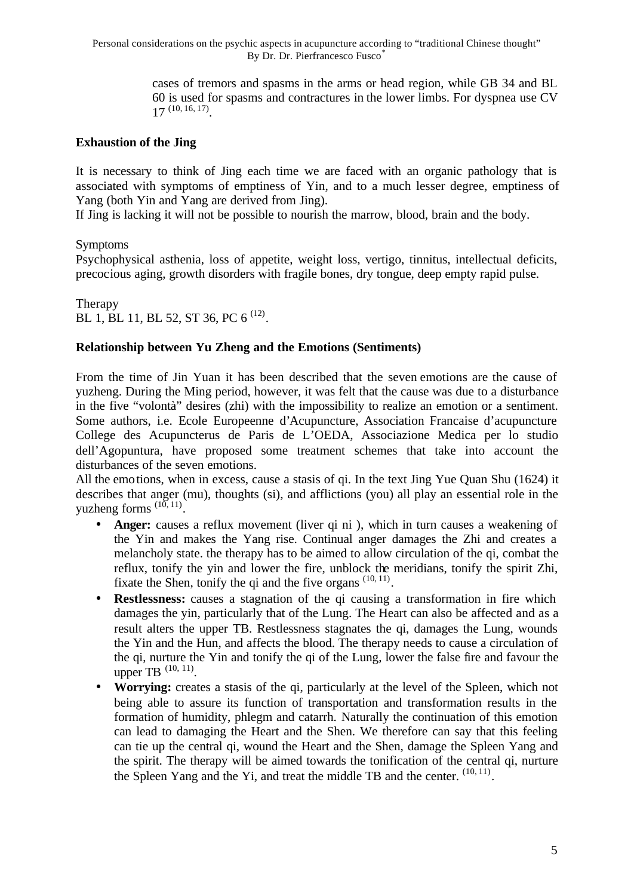cases of tremors and spasms in the arms or head region, while GB 34 and BL 60 is used for spasms and contractures in the lower limbs. For dyspnea use CV 17 [10, 16, 17].

**Exhaustion of the Jing**

It is necessary to think of Jing each time we are faced with an organic pathology that is associated with symptoms of emptiness of Yin, and to a much lesser degree, emptiness of Yang (both Yin and Yang are derived from Jing).
If Jing is lacking it will not be possible to nourish the marrow, blood, brain and the body.

Symptoms
Psychophysical asthenia, loss of appetite, weight loss, vertigo, tinnitus, intellectual deficits, precocious aging, growth disorders with fragile bones, dry tongue, deep empty rapid pulse.

Therapy
BL 1, BL 11, BL 52, ST 36, PC 6 [12].

**Relationship between Yu Zheng and the Emotions (Sentiments)**

From the time of Jin Yuan it has been described that the seven emotions are the cause of yuzheng. During the Ming period, however, it was felt that the cause was due to a disturbance in the five "volontà" desires (zhi) with the impossibility to realize an emotion or a sentiment. Some authors, i.e. Ecole Europeenne d'Acupuncture, Association Francaise d'acupuncture College des Acupuncterus de Paris de L'OEDA, Associazione Medica per lo studio dell'Agopuntura, have proposed some treatment schemes that take into account the disturbances of the seven emotions.
All the emotions, when in excess, cause a stasis of qi. In the text Jing Yue Quan Shu (1624) it describes that anger (mu), thoughts (si), and afflictions (you) all play an essential role in the yuzheng forms [10, 11].

- **Anger:** causes a reflux movement (liver qi ni ), which in turn causes a weakening of the Yin and makes the Yang rise. Continual anger damages the Zhi and creates a melancholy state. the therapy has to be aimed to allow circulation of the qi, combat the reflux, tonify the yin and lower the fire, unblock the meridians, tonify the spirit Zhi, fixate the Shen, tonify the qi and the five organs [10, 11].
- **Restlessness:** causes a stagnation of the qi causing a transformation in fire which damages the yin, particularly that of the Lung. The Heart can also be affected and as a result alters the upper TB. Restlessness stagnates the qi, damages the Lung, wounds the Yin and the Hun, and affects the blood. The therapy needs to cause a circulation of the qi, nurture the Yin and tonify the qi of the Lung, lower the false fire and favour the upper TB [10, 11].
- **Worrying:** creates a stasis of the qi, particularly at the level of the Spleen, which not being able to assure its function of transportation and transformation results in the formation of humidity, phlegm and catarrh. Naturally the continuation of this emotion can lead to damaging the Heart and the Shen. We therefore can say that this feeling can tie up the central qi, wound the Heart and the Shen, damage the Spleen Yang and the spirit. The therapy will be aimed towards the tonification of the central qi, nurture the Spleen Yang and the Yi, and treat the middle TB and the center. [10, 11].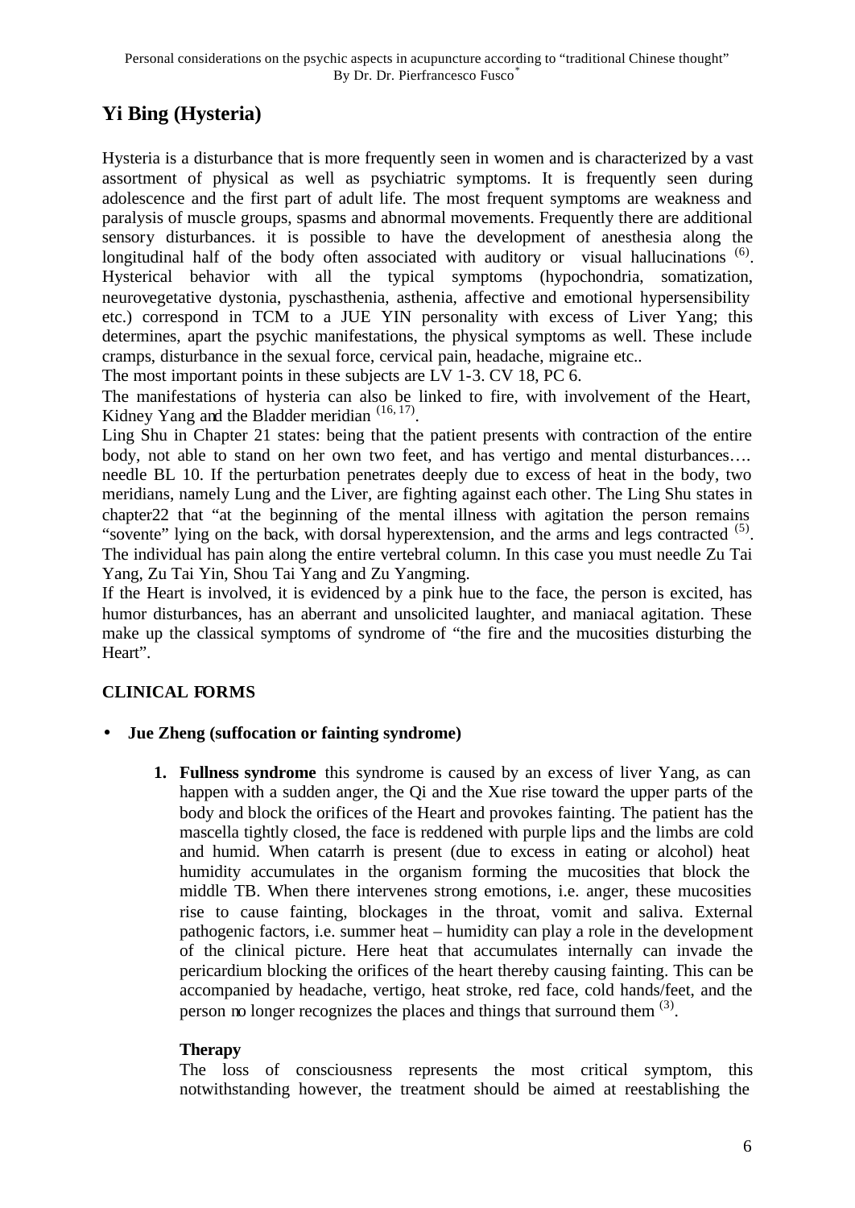## Yi Bing (Hysteria)

Hysteria is a disturbance that is more frequently seen in women and is characterized by a vast assortment of physical as well as psychiatric symptoms. It is frequently seen during adolescence and the first part of adult life. The most frequent symptoms are weakness and paralysis of muscle groups, spasms and abnormal movements. Frequently there are additional sensory disturbances. it is possible to have the development of anesthesia along the longitudinal half of the body often associated with auditory or visual hallucinations [6]. Hysterical behavior with all the typical symptoms (hypochondria, somatization, neurovegetative dystonia, pyschasthenia, asthenia, affective and emotional hypersensibility etc.) correspond in TCM to a JUE YIN personality with excess of Liver Yang; this determines, apart the psychic manifestations, the physical symptoms as well. These include cramps, disturbance in the sexual force, cervical pain, headache, migraine etc..

The most important points in these subjects are LV 1-3. CV 18, PC 6.

The manifestations of hysteria can also be linked to fire, with involvement of the Heart, Kidney Yang and the Bladder meridian [16, 17].

Ling Shu in Chapter 21 states: being that the patient presents with contraction of the entire body, not able to stand on her own two feet, and has vertigo and mental disturbances…. needle BL 10. If the perturbation penetrates deeply due to excess of heat in the body, two meridians, namely Lung and the Liver, are fighting against each other. The Ling Shu states in chapter22 that "at the beginning of the mental illness with agitation the person remains "sovente" lying on the back, with dorsal hyperextension, and the arms and legs contracted [5]. The individual has pain along the entire vertebral column. In this case you must needle Zu Tai Yang, Zu Tai Yin, Shou Tai Yang and Zu Yangming.

If the Heart is involved, it is evidenced by a pink hue to the face, the person is excited, has humor disturbances, has an aberrant and unsolicited laughter, and maniacal agitation. These make up the classical symptoms of syndrome of "the fire and the mucosities disturbing the Heart".

### CLINICAL FORMS

- **Jue Zheng (suffocation or fainting syndrome)**

  1. **Fullness syndrome** this syndrome is caused by an excess of liver Yang, as can happen with a sudden anger, the Qi and the Xue rise toward the upper parts of the body and block the orifices of the Heart and provokes fainting. The patient has the mascella tightly closed, the face is reddened with purple lips and the limbs are cold and humid. When catarrh is present (due to excess in eating or alcohol) heat humidity accumulates in the organism forming the mucosities that block the middle TB. When there intervenes strong emotions, i.e. anger, these mucosities rise to cause fainting, blockages in the throat, vomit and saliva. External pathogenic factors, i.e. summer heat – humidity can play a role in the development of the clinical picture. Here heat that accumulates internally can invade the pericardium blocking the orifices of the heart thereby causing fainting. This can be accompanied by headache, vertigo, heat stroke, red face, cold hands/feet, and the person no longer recognizes the places and things that surround them [3].

     **Therapy**

     The loss of consciousness represents the most critical symptom, this notwithstanding however, the treatment should be aimed at reestablishing the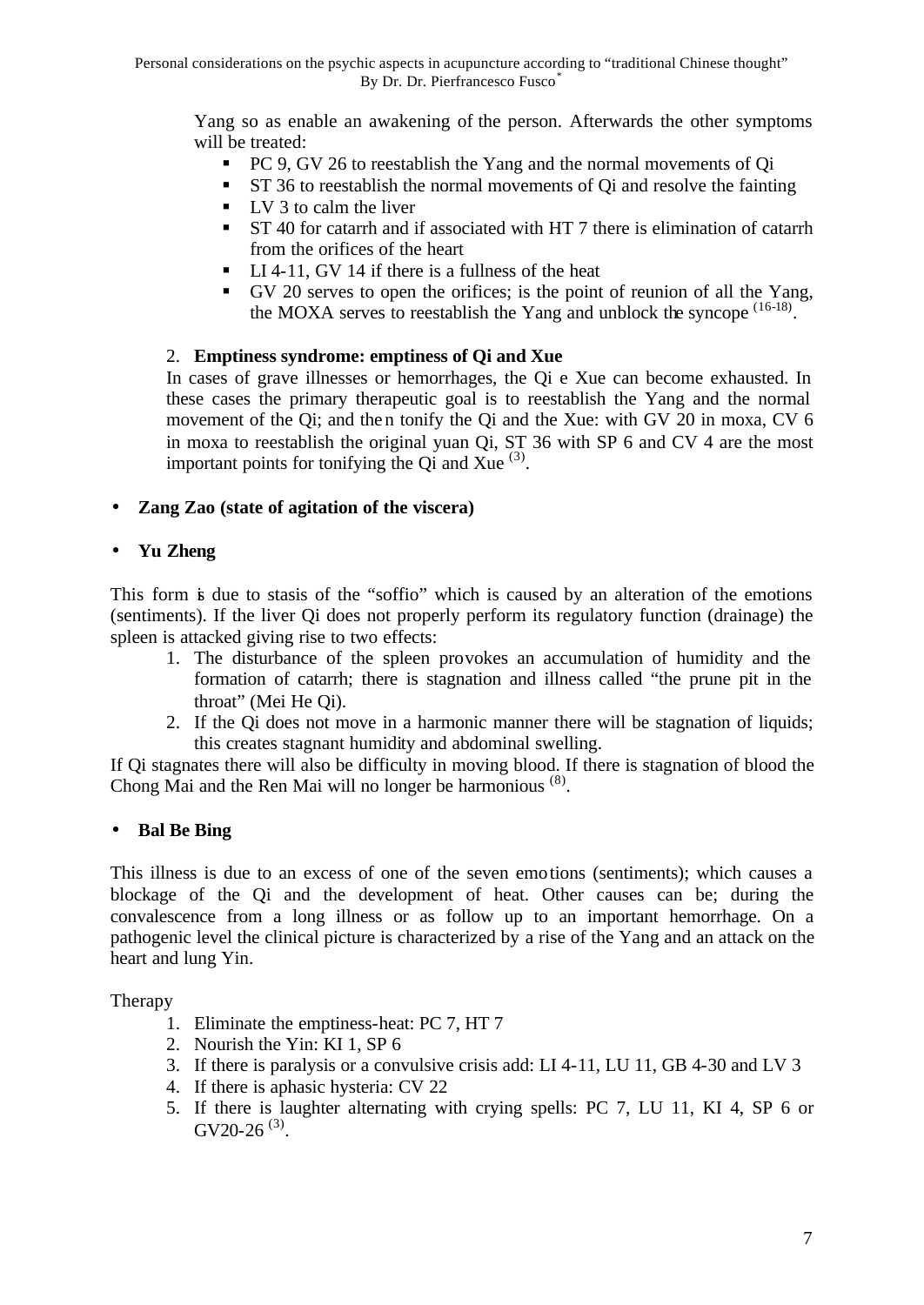Yang so as enable an awakening of the person. Afterwards the other symptoms will be treated:

- PC 9, GV 26 to reestablish the Yang and the normal movements of Qi
- ST 36 to reestablish the normal movements of Qi and resolve the fainting
- LV 3 to calm the liver
- ST 40 for catarrh and if associated with HT 7 there is elimination of catarrh from the orifices of the heart
- LI 4-11, GV 14 if there is a fullness of the heat
- GV 20 serves to open the orifices; is the point of reunion of all the Yang, the MOXA serves to reestablish the Yang and unblock the syncope [16-18].

2. **Emptiness syndrome: emptiness of Qi and Xue**

In cases of grave illnesses or hemorrhages, the Qi e Xue can become exhausted. In these cases the primary therapeutic goal is to reestablish the Yang and the normal movement of the Qi; and then tonify the Qi and the Xue: with GV 20 in moxa, CV 6 in moxa to reestablish the original yuan Qi, ST 36 with SP 6 and CV 4 are the most important points for tonifying the Qi and Xue [3].

- **Zang Zao (state of agitation of the viscera)**

- **Yu Zheng**

This form is due to stasis of the "soffio" which is caused by an alteration of the emotions (sentiments). If the liver Qi does not properly perform its regulatory function (drainage) the spleen is attacked giving rise to two effects:

1. The disturbance of the spleen provokes an accumulation of humidity and the formation of catarrh; there is stagnation and illness called "the prune pit in the throat" (Mei He Qi).
2. If the Qi does not move in a harmonic manner there will be stagnation of liquids; this creates stagnant humidity and abdominal swelling.

If Qi stagnates there will also be difficulty in moving blood. If there is stagnation of blood the Chong Mai and the Ren Mai will no longer be harmonious [8].

- **Bal Be Bing**

This illness is due to an excess of one of the seven emotions (sentiments); which causes a blockage of the Qi and the development of heat. Other causes can be; during the convalescence from a long illness or as follow up to an important hemorrhage. On a pathogenic level the clinical picture is characterized by a rise of the Yang and an attack on the heart and lung Yin.

Therapy

1. Eliminate the emptiness-heat: PC 7, HT 7
2. Nourish the Yin: KI 1, SP 6
3. If there is paralysis or a convulsive crisis add: LI 4-11, LU 11, GB 4-30 and LV 3
4. If there is aphasic hysteria: CV 22
5. If there is laughter alternating with crying spells: PC 7, LU 11, KI 4, SP 6 or GV20-26 [3].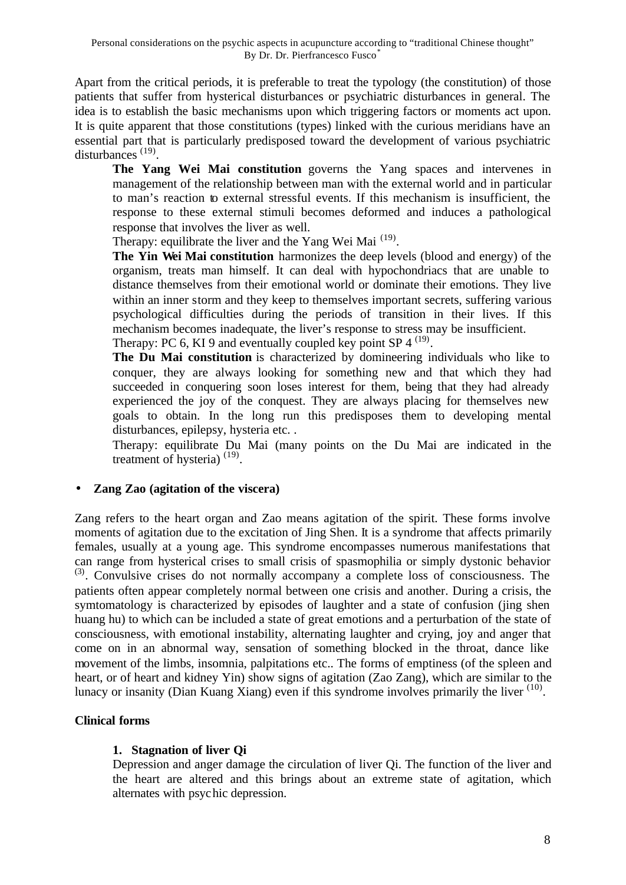Apart from the critical periods, it is preferable to treat the typology (the constitution) of those patients that suffer from hysterical disturbances or psychiatric disturbances in general. The idea is to establish the basic mechanisms upon which triggering factors or moments act upon. It is quite apparent that those constitutions (types) linked with the curious meridians have an essential part that is particularly predisposed toward the development of various psychiatric disturbances [19].

**The Yang Wei Mai constitution** governs the Yang spaces and intervenes in management of the relationship between man with the external world and in particular to man's reaction to external stressful events. If this mechanism is insufficient, the response to these external stimuli becomes deformed and induces a pathological response that involves the liver as well.
Therapy: equilibrate the liver and the Yang Wei Mai [19].

**The Yin Wei Mai constitution** harmonizes the deep levels (blood and energy) of the organism, treats man himself. It can deal with hypochondriacs that are unable to distance themselves from their emotional world or dominate their emotions. They live within an inner storm and they keep to themselves important secrets, suffering various psychological difficulties during the periods of transition in their lives. If this mechanism becomes inadequate, the liver's response to stress may be insufficient.
Therapy: PC 6, KI 9 and eventually coupled key point SP 4 [19].

**The Du Mai constitution** is characterized by domineering individuals who like to conquer, they are always looking for something new and that which they had succeeded in conquering soon loses interest for them, being that they had already experienced the joy of the conquest. They are always placing for themselves new goals to obtain. In the long run this predisposes them to developing mental disturbances, epilepsy, hysteria etc. .

Therapy: equilibrate Du Mai (many points on the Du Mai are indicated in the treatment of hysteria) [19].

- **Zang Zao (agitation of the viscera)**

Zang refers to the heart organ and Zao means agitation of the spirit. These forms involve moments of agitation due to the excitation of Jing Shen. It is a syndrome that affects primarily females, usually at a young age. This syndrome encompasses numerous manifestations that can range from hysterical crises to small crisis of spasmophilia or simply dystonic behavior [3]. Convulsive crises do not normally accompany a complete loss of consciousness. The patients often appear completely normal between one crisis and another. During a crisis, the symtomatology is characterized by episodes of laughter and a state of confusion (jing shen huang hu) to which can be included a state of great emotions and a perturbation of the state of consciousness, with emotional instability, alternating laughter and crying, joy and anger that come on in an abnormal way, sensation of something blocked in the throat, dance like movement of the limbs, insomnia, palpitations etc.. The forms of emptiness (of the spleen and heart, or of heart and kidney Yin) show signs of agitation (Zao Zang), which are similar to the lunacy or insanity (Dian Kuang Xiang) even if this syndrome involves primarily the liver [10].

**Clinical forms**

1. **Stagnation of liver Qi**
   Depression and anger damage the circulation of liver Qi. The function of the liver and the heart are altered and this brings about an extreme state of agitation, which alternates with psychic depression.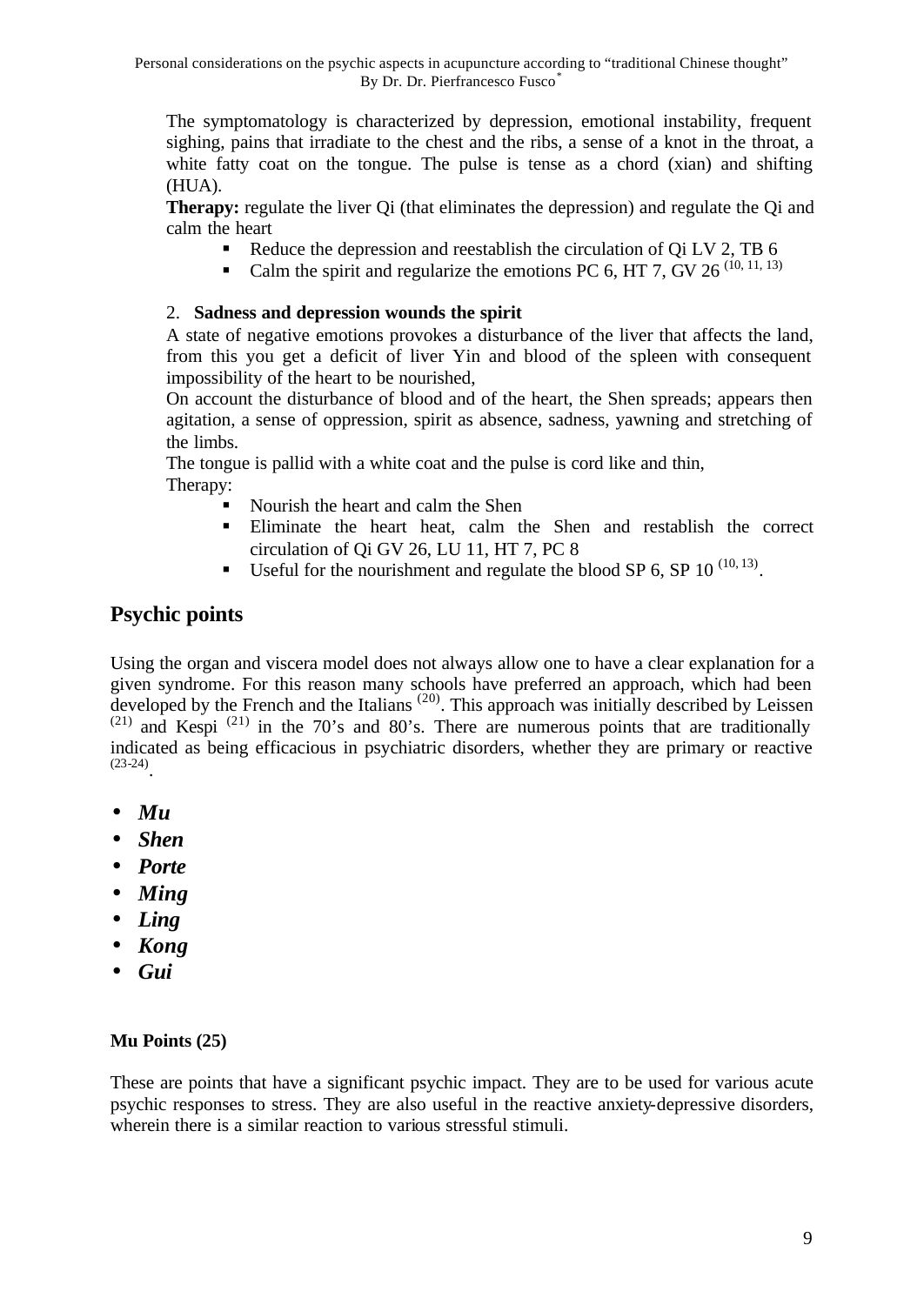The symptomatology is characterized by depression, emotional instability, frequent sighing, pains that irradiate to the chest and the ribs, a sense of a knot in the throat, a white fatty coat on the tongue. The pulse is tense as a chord (xian) and shifting (HUA).

**Therapy:** regulate the liver Qi (that eliminates the depression) and regulate the Qi and calm the heart

- Reduce the depression and reestablish the circulation of Qi LV 2, TB 6
- Calm the spirit and regularize the emotions PC 6, HT 7, GV 26 [10, 11, 13]

2. **Sadness and depression wounds the spirit**

A state of negative emotions provokes a disturbance of the liver that affects the land, from this you get a deficit of liver Yin and blood of the spleen with consequent impossibility of the heart to be nourished,

On account the disturbance of blood and of the heart, the Shen spreads; appears then agitation, a sense of oppression, spirit as absence, sadness, yawning and stretching of the limbs.

The tongue is pallid with a white coat and the pulse is cord like and thin,

Therapy:

- Nourish the heart and calm the Shen
- Eliminate the heart heat, calm the Shen and restablish the correct circulation of Qi GV 26, LU 11, HT 7, PC 8
- Useful for the nourishment and regulate the blood SP 6, SP 10 [10, 13].

## Psychic points

Using the organ and viscera model does not always allow one to have a clear explanation for a given syndrome. For this reason many schools have preferred an approach, which had been developed by the French and the Italians [20]. This approach was initially described by Leissen [21] and Kespi [21] in the 70's and 80's. There are numerous points that are traditionally indicated as being efficacious in psychiatric disorders, whether they are primary or reactive [23-24].

- ***Mu***
- ***Shen***
- ***Porte***
- ***Ming***
- ***Ling***
- ***Kong***
- ***Gui***

**Mu Points (25)**

These are points that have a significant psychic impact. They are to be used for various acute psychic responses to stress. They are also useful in the reactive anxiety-depressive disorders, wherein there is a similar reaction to various stressful stimuli.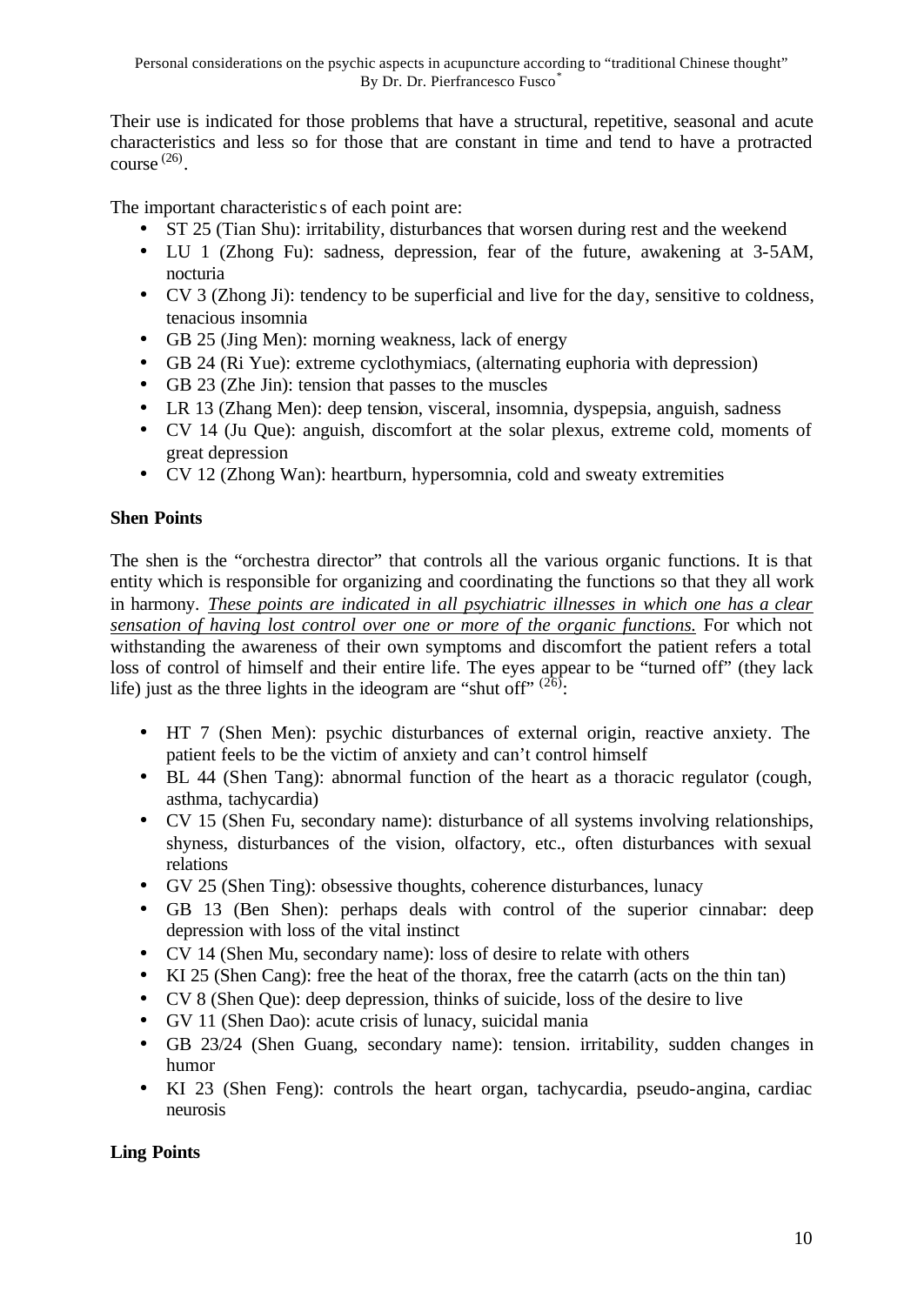Their use is indicated for those problems that have a structural, repetitive, seasonal and acute characteristics and less so for those that are constant in time and tend to have a protracted course [26].

The important characteristics of each point are:

- ST 25 (Tian Shu): irritability, disturbances that worsen during rest and the weekend
- LU 1 (Zhong Fu): sadness, depression, fear of the future, awakening at 3-5AM, nocturia
- CV 3 (Zhong Ji): tendency to be superficial and live for the day, sensitive to coldness, tenacious insomnia
- GB 25 (Jing Men): morning weakness, lack of energy
- GB 24 (Ri Yue): extreme cyclothymiacs, (alternating euphoria with depression)
- GB 23 (Zhe Jin): tension that passes to the muscles
- LR 13 (Zhang Men): deep tension, visceral, insomnia, dyspepsia, anguish, sadness
- CV 14 (Ju Que): anguish, discomfort at the solar plexus, extreme cold, moments of great depression
- CV 12 (Zhong Wan): heartburn, hypersomnia, cold and sweaty extremities

**Shen Points**

The shen is the "orchestra director" that controls all the various organic functions. It is that entity which is responsible for organizing and coordinating the functions so that they all work in harmony. *These points are indicated in all psychiatric illnesses in which one has a clear sensation of having lost control over one or more of the organic functions.* For which not withstanding the awareness of their own symptoms and discomfort the patient refers a total loss of control of himself and their entire life. The eyes appear to be "turned off" (they lack life) just as the three lights in the ideogram are "shut off" [26]:

- HT 7 (Shen Men): psychic disturbances of external origin, reactive anxiety. The patient feels to be the victim of anxiety and can't control himself
- BL 44 (Shen Tang): abnormal function of the heart as a thoracic regulator (cough, asthma, tachycardia)
- CV 15 (Shen Fu, secondary name): disturbance of all systems involving relationships, shyness, disturbances of the vision, olfactory, etc., often disturbances with sexual relations
- GV 25 (Shen Ting): obsessive thoughts, coherence disturbances, lunacy
- GB 13 (Ben Shen): perhaps deals with control of the superior cinnabar: deep depression with loss of the vital instinct
- CV 14 (Shen Mu, secondary name): loss of desire to relate with others
- KI 25 (Shen Cang): free the heat of the thorax, free the catarrh (acts on the thin tan)
- CV 8 (Shen Que): deep depression, thinks of suicide, loss of the desire to live
- GV 11 (Shen Dao): acute crisis of lunacy, suicidal mania
- GB 23/24 (Shen Guang, secondary name): tension. irritability, sudden changes in humor
- KI 23 (Shen Feng): controls the heart organ, tachycardia, pseudo-angina, cardiac neurosis

**Ling Points**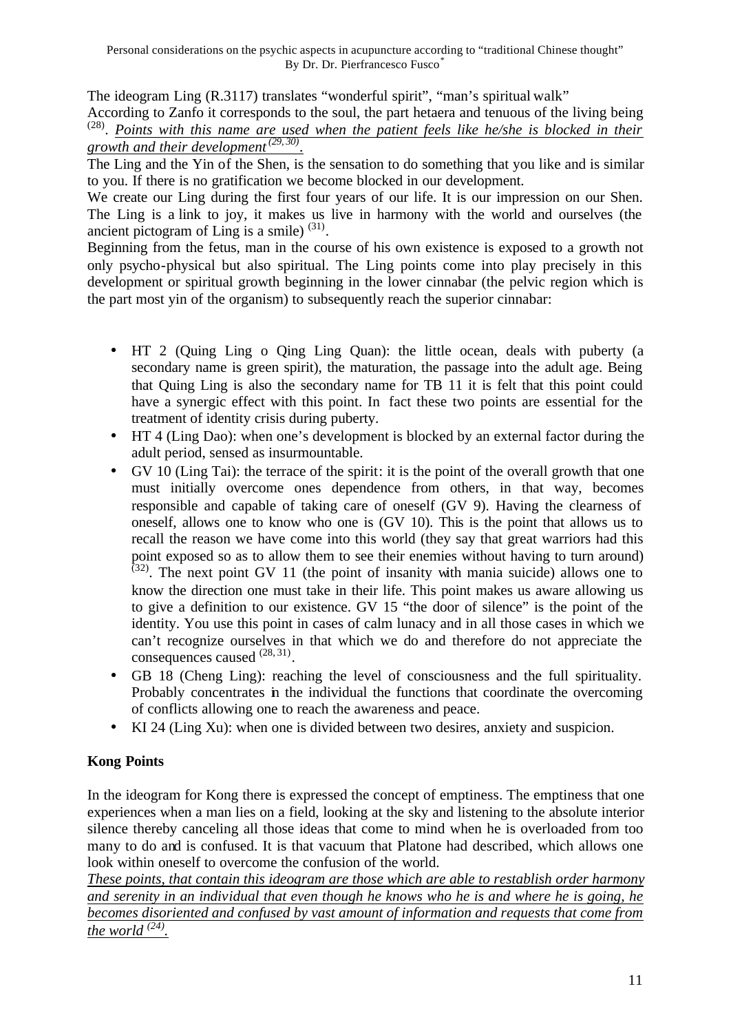The ideogram Ling (R.3117) translates "wonderful spirit", "man's spiritual walk"
According to Zanfo it corresponds to the soul, the part hetaera and tenuous of the living being [28]. *Points with this name are used when the patient feels like he/she is blocked in their growth and their development [29, 30].*

The Ling and the Yin of the Shen, is the sensation to do something that you like and is similar to you. If there is no gratification we become blocked in our development.

We create our Ling during the first four years of our life. It is our impression on our Shen. The Ling is a link to joy, it makes us live in harmony with the world and ourselves (the ancient pictogram of Ling is a smile) [31].

Beginning from the fetus, man in the course of his own existence is exposed to a growth not only psycho-physical but also spiritual. The Ling points come into play precisely in this development or spiritual growth beginning in the lower cinnabar (the pelvic region which is the part most yin of the organism) to subsequently reach the superior cinnabar:

- HT 2 (Quing Ling o Qing Ling Quan): the little ocean, deals with puberty (a secondary name is green spirit), the maturation, the passage into the adult age. Being that Quing Ling is also the secondary name for TB 11 it is felt that this point could have a synergic effect with this point. In fact these two points are essential for the treatment of identity crisis during puberty.
- HT 4 (Ling Dao): when one's development is blocked by an external factor during the adult period, sensed as insurmountable.
- GV 10 (Ling Tai): the terrace of the spirit: it is the point of the overall growth that one must initially overcome ones dependence from others, in that way, becomes responsible and capable of taking care of oneself (GV 9). Having the clearness of oneself, allows one to know who one is (GV 10). This is the point that allows us to recall the reason we have come into this world (they say that great warriors had this point exposed so as to allow them to see their enemies without having to turn around) [32]. The next point GV 11 (the point of insanity with mania suicide) allows one to know the direction one must take in their life. This point makes us aware allowing us to give a definition to our existence. GV 15 "the door of silence" is the point of the identity. You use this point in cases of calm lunacy and in all those cases in which we can't recognize ourselves in that which we do and therefore do not appreciate the consequences caused [28, 31].
- GB 18 (Cheng Ling): reaching the level of consciousness and the full spirituality. Probably concentrates in the individual the functions that coordinate the overcoming of conflicts allowing one to reach the awareness and peace.
- KI 24 (Ling Xu): when one is divided between two desires, anxiety and suspicion.

**Kong Points**

In the ideogram for Kong there is expressed the concept of emptiness. The emptiness that one experiences when a man lies on a field, looking at the sky and listening to the absolute interior silence thereby canceling all those ideas that come to mind when he is overloaded from too many to do and is confused. It is that vacuum that Platone had described, which allows one look within oneself to overcome the confusion of the world.

*These points, that contain this ideogram are those which are able to restablish order harmony and serenity in an individual that even though he knows who he is and where he is going, he becomes disoriented and confused by vast amount of information and requests that come from the world [24].*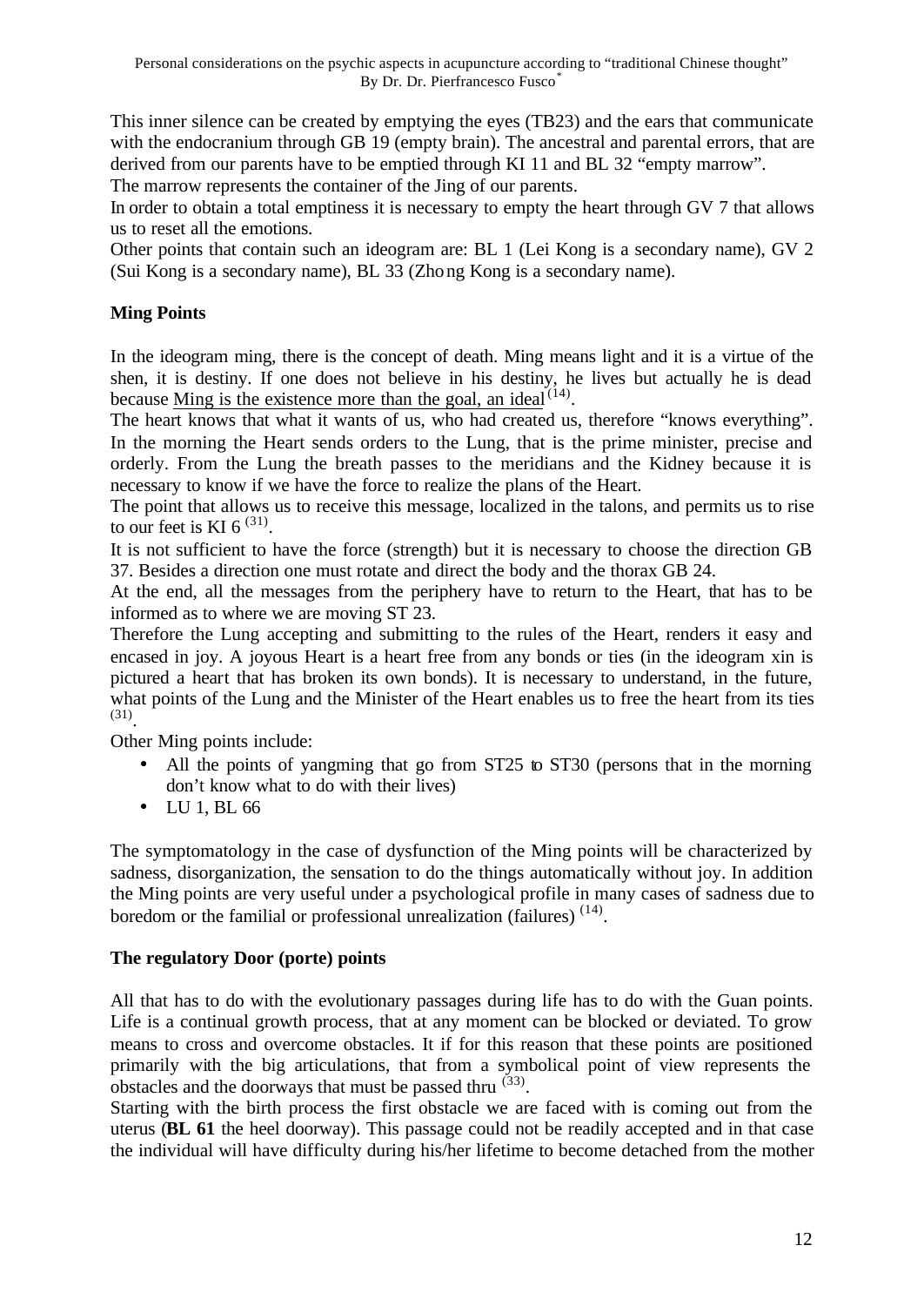This inner silence can be created by emptying the eyes (TB23) and the ears that communicate with the endocranium through GB 19 (empty brain). The ancestral and parental errors, that are derived from our parents have to be emptied through KI 11 and BL 32 "empty marrow".
The marrow represents the container of the Jing of our parents.
In order to obtain a total emptiness it is necessary to empty the heart through GV 7 that allows us to reset all the emotions.
Other points that contain such an ideogram are: BL 1 (Lei Kong is a secondary name), GV 2 (Sui Kong is a secondary name), BL 33 (Zhong Kong is a secondary name).

**Ming Points**

In the ideogram ming, there is the concept of death. Ming means light and it is a virtue of the shen, it is destiny. If one does not believe in his destiny, he lives but actually he is dead because Ming is the existence more than the goal, an ideal (14).
The heart knows that what it wants of us, who had created us, therefore "knows everything". In the morning the Heart sends orders to the Lung, that is the prime minister, precise and orderly. From the Lung the breath passes to the meridians and the Kidney because it is necessary to know if we have the force to realize the plans of the Heart.
The point that allows us to receive this message, localized in the talons, and permits us to rise to our feet is KI 6 (31).
It is not sufficient to have the force (strength) but it is necessary to choose the direction GB 37. Besides a direction one must rotate and direct the body and the thorax GB 24.
At the end, all the messages from the periphery have to return to the Heart, that has to be informed as to where we are moving ST 23.
Therefore the Lung accepting and submitting to the rules of the Heart, renders it easy and encased in joy. A joyous Heart is a heart free from any bonds or ties (in the ideogram xin is pictured a heart that has broken its own bonds). It is necessary to understand, in the future, what points of the Lung and the Minister of the Heart enables us to free the heart from its ties (31).
Other Ming points include:

- All the points of yangming that go from ST25 to ST30 (persons that in the morning don't know what to do with their lives)
- LU 1, BL 66

The symptomatology in the case of dysfunction of the Ming points will be characterized by sadness, disorganization, the sensation to do the things automatically without joy. In addition the Ming points are very useful under a psychological profile in many cases of sadness due to boredom or the familial or professional unrealization (failures) (14).

**The regulatory Door (porte) points**

All that has to do with the evolutionary passages during life has to do with the Guan points. Life is a continual growth process, that at any moment can be blocked or deviated. To grow means to cross and overcome obstacles. It if for this reason that these points are positioned primarily with the big articulations, that from a symbolical point of view represents the obstacles and the doorways that must be passed thru (33).
Starting with the birth process the first obstacle we are faced with is coming out from the uterus (**BL 61** the heel doorway). This passage could not be readily accepted and in that case the individual will have difficulty during his/her lifetime to become detached from the mother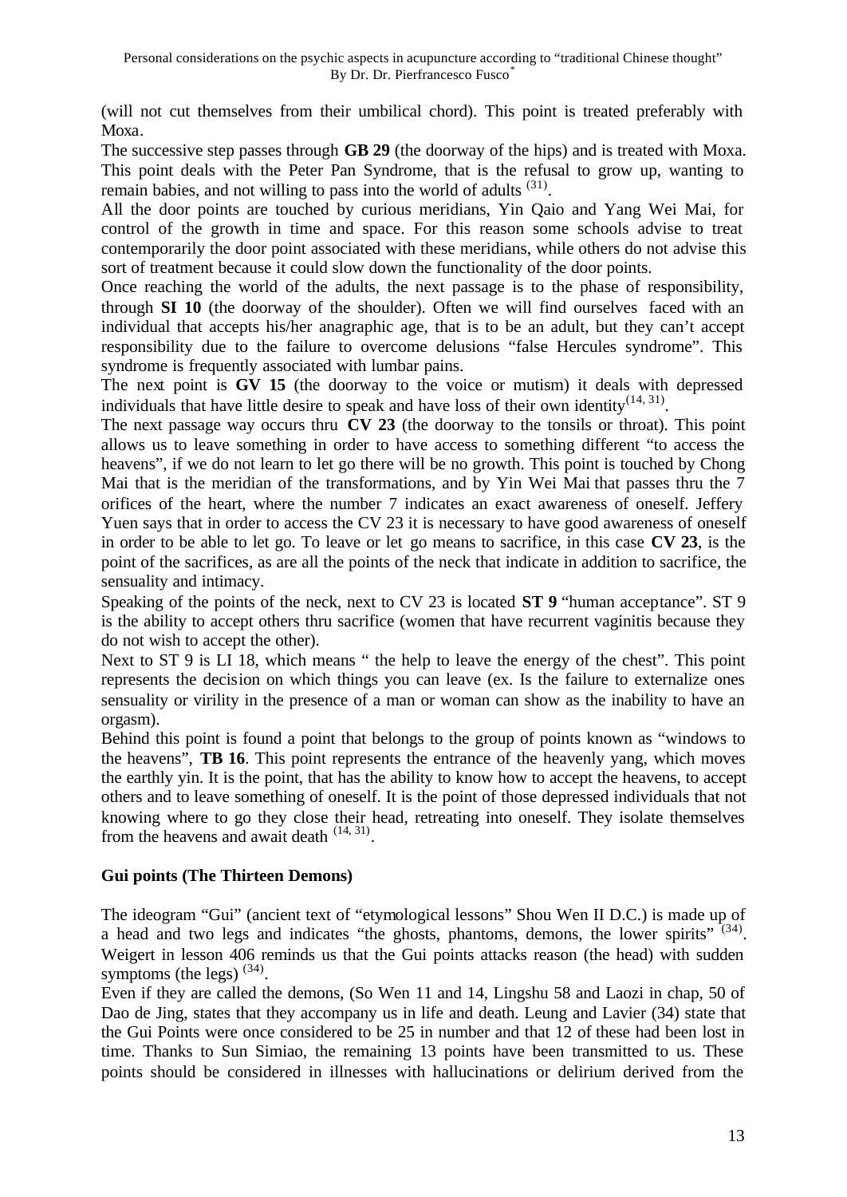(will not cut themselves from their umbilical chord). This point is treated preferably with Moxa.

The successive step passes through **GB 29** (the doorway of the hips) and is treated with Moxa. This point deals with the Peter Pan Syndrome, that is the refusal to grow up, wanting to remain babies, and not willing to pass into the world of adults [(31)].

All the door points are touched by curious meridians, Yin Qaio and Yang Wei Mai, for control of the growth in time and space. For this reason some schools advise to treat contemporarily the door point associated with these meridians, while others do not advise this sort of treatment because it could slow down the functionality of the door points.

Once reaching the world of the adults, the next passage is to the phase of responsibility, through **SI 10** (the doorway of the shoulder). Often we will find ourselves faced with an individual that accepts his/her anagraphic age, that is to be an adult, but they can't accept responsibility due to the failure to overcome delusions "false Hercules syndrome". This syndrome is frequently associated with lumbar pains.

The next point is **GV 15** (the doorway to the voice or mutism) it deals with depressed individuals that have little desire to speak and have loss of their own identity[(14, 31)].

The next passage way occurs thru **CV 23** (the doorway to the tonsils or throat). This point allows us to leave something in order to have access to something different "to access the heavens", if we do not learn to let go there will be no growth. This point is touched by Chong Mai that is the meridian of the transformations, and by Yin Wei Mai that passes thru the 7 orifices of the heart, where the number 7 indicates an exact awareness of oneself. Jeffery Yuen says that in order to access the CV 23 it is necessary to have good awareness of oneself in order to be able to let go. To leave or let go means to sacrifice, in this case **CV 23**, is the point of the sacrifices, as are all the points of the neck that indicate in addition to sacrifice, the sensuality and intimacy.

Speaking of the points of the neck, next to CV 23 is located **ST 9** "human acceptance". ST 9 is the ability to accept others thru sacrifice (women that have recurrent vaginitis because they do not wish to accept the other).

Next to ST 9 is LI 18, which means " the help to leave the energy of the chest". This point represents the decision on which things you can leave (ex. Is the failure to externalize ones sensuality or virility in the presence of a man or woman can show as the inability to have an orgasm).

Behind this point is found a point that belongs to the group of points known as "windows to the heavens", **TB 16**. This point represents the entrance of the heavenly yang, which moves the earthly yin. It is the point, that has the ability to know how to accept the heavens, to accept others and to leave something of oneself. It is the point of those depressed individuals that not knowing where to go they close their head, retreating into oneself. They isolate themselves from the heavens and await death [(14, 31)].

### Gui points (The Thirteen Demons)

The ideogram "Gui" (ancient text of "etymological lessons" Shou Wen II D.C.) is made up of a head and two legs and indicates "the ghosts, phantoms, demons, the lower spirits" [(34)]. Weigert in lesson 406 reminds us that the Gui points attacks reason (the head) with sudden symptoms (the legs) [(34)].

Even if they are called the demons, (So Wen 11 and 14, Lingshu 58 and Laozi in chap, 50 of Dao de Jing, states that they accompany us in life and death. Leung and Lavier (34) state that the Gui Points were once considered to be 25 in number and that 12 of these had been lost in time. Thanks to Sun Simiao, the remaining 13 points have been transmitted to us. These points should be considered in illnesses with hallucinations or delirium derived from the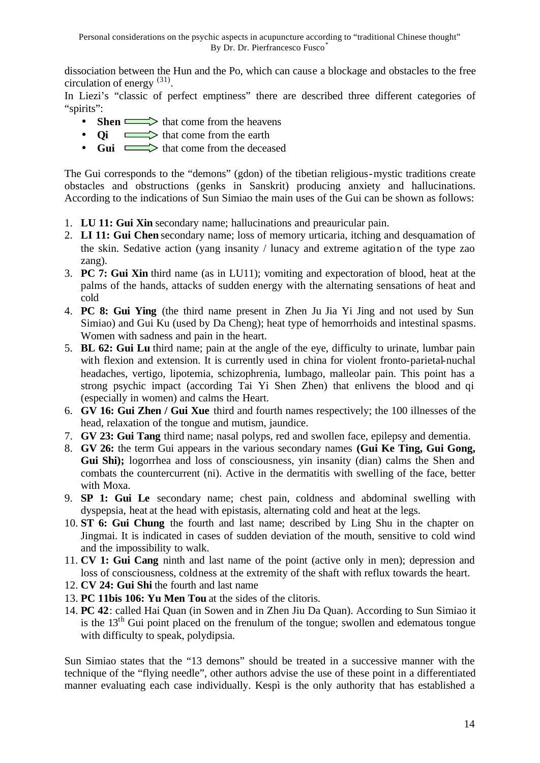dissociation between the Hun and the Po, which can cause a blockage and obstacles to the free circulation of energy [(31)].

In Liezi's "classic of perfect emptiness" there are described three different categories of "spirits":

- **Shen** ⟹ that come from the heavens
- **Qi** ⟹ that come from the earth
- **Gui** ⟹ that come from the deceased

The Gui corresponds to the "demons" (gdon) of the tibetian religious-mystic traditions create obstacles and obstructions (genks in Sanskrit) producing anxiety and hallucinations. According to the indications of Sun Simiao the main uses of the Gui can be shown as follows:

1. **LU 11: Gui Xin** secondary name; hallucinations and preauricular pain.
2. **LI 11: Gui Chen** secondary name; loss of memory urticaria, itching and desquamation of the skin. Sedative action (yang insanity / lunacy and extreme agitation of the type zao zang).
3. **PC 7: Gui Xin** third name (as in LU11); vomiting and expectoration of blood, heat at the palms of the hands, attacks of sudden energy with the alternating sensations of heat and cold
4. **PC 8: Gui Ying** (the third name present in Zhen Ju Jia Yi Jing and not used by Sun Simiao) and Gui Ku (used by Da Cheng); heat type of hemorrhoids and intestinal spasms. Women with sadness and pain in the heart.
5. **BL 62: Gui Lu** third name; pain at the angle of the eye, difficulty to urinate, lumbar pain with flexion and extension. It is currently used in china for violent fronto-parietal-nuchal headaches, vertigo, lipotemia, schizophrenia, lumbago, malleolar pain. This point has a strong psychic impact (according Tai Yi Shen Zhen) that enlivens the blood and qi (especially in women) and calms the Heart.
6. **GV 16: Gui Zhen / Gui Xue** third and fourth names respectively; the 100 illnesses of the head, relaxation of the tongue and mutism, jaundice.
7. **GV 23: Gui Tang** third name; nasal polyps, red and swollen face, epilepsy and dementia.
8. **GV 26:** the term Gui appears in the various secondary names **(Gui Ke Ting, Gui Gong, Gui Shi);** logorrhea and loss of consciousness, yin insanity (dian) calms the Shen and combats the countercurrent (ni). Active in the dermatitis with swelling of the face, better with Moxa.
9. **SP 1: Gui Le** secondary name; chest pain, coldness and abdominal swelling with dyspepsia, heat at the head with epistasis, alternating cold and heat at the legs.
10. **ST 6: Gui Chung** the fourth and last name; described by Ling Shu in the chapter on Jingmai. It is indicated in cases of sudden deviation of the mouth, sensitive to cold wind and the impossibility to walk.
11. **CV 1: Gui Cang** ninth and last name of the point (active only in men); depression and loss of consciousness, coldness at the extremity of the shaft with reflux towards the heart.
12. **CV 24: Gui Shi** the fourth and last name
13. **PC 11bis 106: Yu Men Tou** at the sides of the clitoris.
14. **PC 42**: called Hai Quan (in Sowen and in Zhen Jiu Da Quan). According to Sun Simiao it is the 13th Gui point placed on the frenulum of the tongue; swollen and edematous tongue with difficulty to speak, polydipsia.

Sun Simiao states that the "13 demons" should be treated in a successive manner with the technique of the "flying needle", other authors advise the use of these point in a differentiated manner evaluating each case individually. Kespì is the only authority that has established a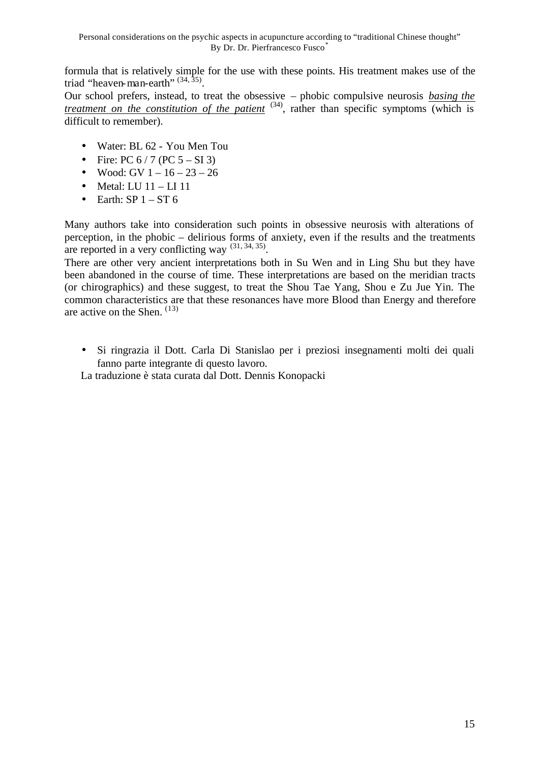formula that is relatively simple for the use with these points. His treatment makes use of the triad "heaven-man-earth" (34, 35).

Our school prefers, instead, to treat the obsessive – phobic compulsive neurosis ___basing the treatment on the constitution of the patient___ (34), rather than specific symptoms (which is difficult to remember).

- Water: BL 62 - You Men Tou
- Fire: PC 6 / 7 (PC 5 – SI 3)
- Wood: GV 1 – 16 – 23 – 26
- Metal: LU 11 – LI 11
- Earth: SP 1 – ST 6

Many authors take into consideration such points in obsessive neurosis with alterations of perception, in the phobic – delirious forms of anxiety, even if the results and the treatments are reported in a very conflicting way (31, 34, 35).

There are other very ancient interpretations both in Su Wen and in Ling Shu but they have been abandoned in the course of time. These interpretations are based on the meridian tracts (or chirographics) and these suggest, to treat the Shou Tae Yang, Shou e Zu Jue Yin. The common characteristics are that these resonances have more Blood than Energy and therefore are active on the Shen. (13)

- Si ringrazia il Dott. Carla Di Stanislao per i preziosi insegnamenti molti dei quali fanno parte integrante di questo lavoro.

La traduzione è stata curata dal Dott. Dennis Konopacki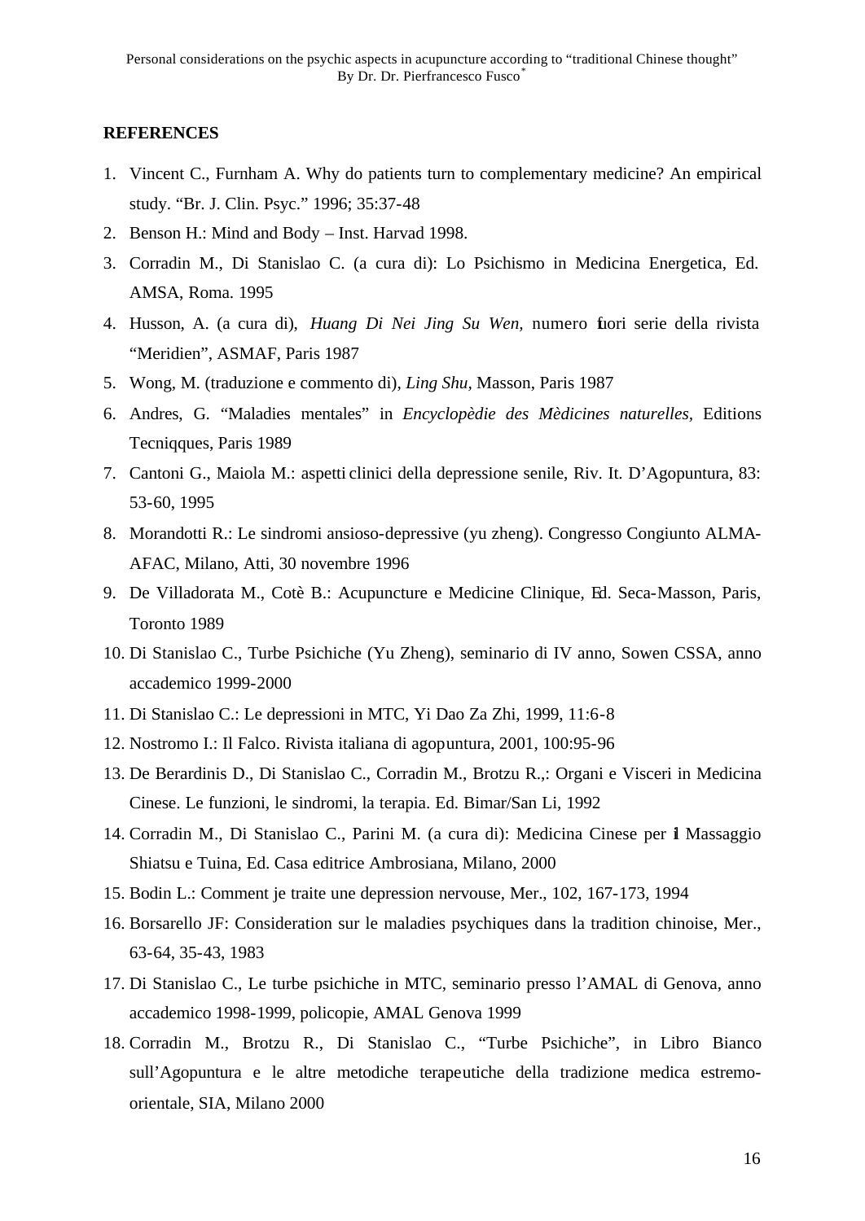**REFERENCES**

1. Vincent C., Furnham A. Why do patients turn to complementary medicine? An empirical study. "Br. J. Clin. Psyc." 1996; 35:37-48
2. Benson H.: Mind and Body – Inst. Harvad 1998.
3. Corradin M., Di Stanislao C. (a cura di): Lo Psichismo in Medicina Energetica, Ed. AMSA, Roma. 1995
4. Husson, A. (a cura di), *Huang Di Nei Jing Su Wen*, numero fuori serie della rivista "Meridien", ASMAF, Paris 1987
5. Wong, M. (traduzione e commento di), *Ling Shu*, Masson, Paris 1987
6. Andres, G. "Maladies mentales" in *Encyclopèdie des Mèdicines naturelles*, Editions Tecniqques, Paris 1989
7. Cantoni G., Maiola M.: aspetti clinici della depressione senile, Riv. It. D'Agopuntura, 83: 53-60, 1995
8. Morandotti R.: Le sindromi ansioso-depressive (yu zheng). Congresso Congiunto ALMA-AFAC, Milano, Atti, 30 novembre 1996
9. De Villadorata M., Cotè B.: Acupuncture e Medicine Clinique, Ed. Seca-Masson, Paris, Toronto 1989
10. Di Stanislao C., Turbe Psichiche (Yu Zheng), seminario di IV anno, Sowen CSSA, anno accademico 1999-2000
11. Di Stanislao C.: Le depressioni in MTC, Yi Dao Za Zhi, 1999, 11:6-8
12. Nostromo I.: Il Falco. Rivista italiana di agopuntura, 2001, 100:95-96
13. De Berardinis D., Di Stanislao C., Corradin M., Brotzu R.,: Organi e Visceri in Medicina Cinese. Le funzioni, le sindromi, la terapia. Ed. Bimar/San Li, 1992
14. Corradin M., Di Stanislao C., Parini M. (a cura di): Medicina Cinese per il Massaggio Shiatsu e Tuina, Ed. Casa editrice Ambrosiana, Milano, 2000
15. Bodin L.: Comment je traite une depression nervouse, Mer., 102, 167-173, 1994
16. Borsarello JF: Consideration sur le maladies psychiques dans la tradition chinoise, Mer., 63-64, 35-43, 1983
17. Di Stanislao C., Le turbe psichiche in MTC, seminario presso l'AMAL di Genova, anno accademico 1998-1999, policopie, AMAL Genova 1999
18. Corradin M., Brotzu R., Di Stanislao C., "Turbe Psichiche", in Libro Bianco sull'Agopuntura e le altre metodiche terapeutiche della tradizione medica estremo-orientale, SIA, Milano 2000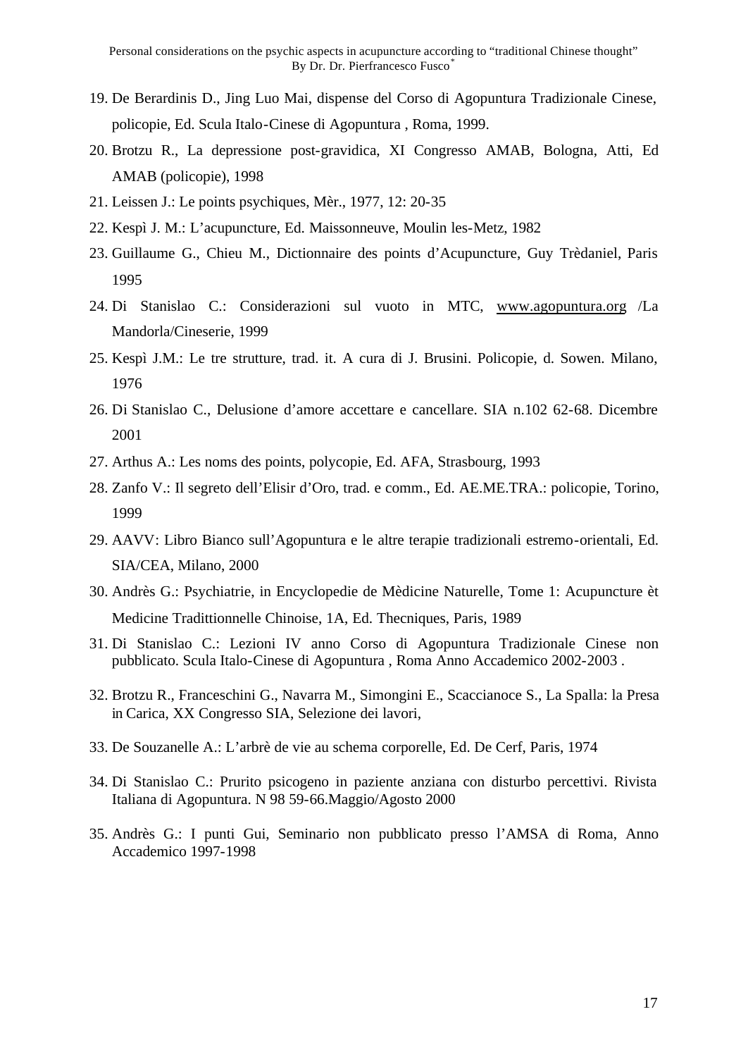19. De Berardinis D., Jing Luo Mai, dispense del Corso di Agopuntura Tradizionale Cinese, policopie, Ed. Scula Italo-Cinese di Agopuntura , Roma, 1999.
20. Brotzu R., La depressione post-gravidica, XI Congresso AMAB, Bologna, Atti, Ed AMAB (policopie), 1998
21. Leissen J.: Le points psychiques, Mèr., 1977, 12: 20-35
22. Kespì J. M.: L'acupuncture, Ed. Maissonneuve, Moulin les-Metz, 1982
23. Guillaume G., Chieu M., Dictionnaire des points d'Acupuncture, Guy Trèdaniel, Paris 1995
24. Di Stanislao C.: Considerazioni sul vuoto in MTC, www.agopuntura.org /La Mandorla/Cineserie, 1999
25. Kespì J.M.: Le tre strutture, trad. it. A cura di J. Brusini. Policopie, d. Sowen. Milano, 1976
26. Di Stanislao C., Delusione d'amore accettare e cancellare. SIA n.102 62-68. Dicembre 2001
27. Arthus A.: Les noms des points, polycopie, Ed. AFA, Strasbourg, 1993
28. Zanfo V.: Il segreto dell'Elisir d'Oro, trad. e comm., Ed. AE.ME.TRA.: policopie, Torino, 1999
29. AAVV: Libro Bianco sull'Agopuntura e le altre terapie tradizionali estremo-orientali, Ed. SIA/CEA, Milano, 2000
30. Andrès G.: Psychiatrie, in Encyclopedie de Mèdicine Naturelle, Tome 1: Acupuncture èt Medicine Tradittionnelle Chinoise, 1A, Ed. Thecniques, Paris, 1989
31. Di Stanislao C.: Lezioni IV anno Corso di Agopuntura Tradizionale Cinese non pubblicato. Scula Italo-Cinese di Agopuntura , Roma Anno Accademico 2002-2003 .
32. Brotzu R., Franceschini G., Navarra M., Simongini E., Scaccianoce S., La Spalla: la Presa in Carica, XX Congresso SIA, Selezione dei lavori,
33. De Souzanelle A.: L'arbrè de vie au schema corporelle, Ed. De Cerf, Paris, 1974
34. Di Stanislao C.: Prurito psicogeno in paziente anziana con disturbo percettivi. Rivista Italiana di Agopuntura. N 98 59-66.Maggio/Agosto 2000
35. Andrès G.: I punti Gui, Seminario non pubblicato presso l'AMSA di Roma, Anno Accademico 1997-1998